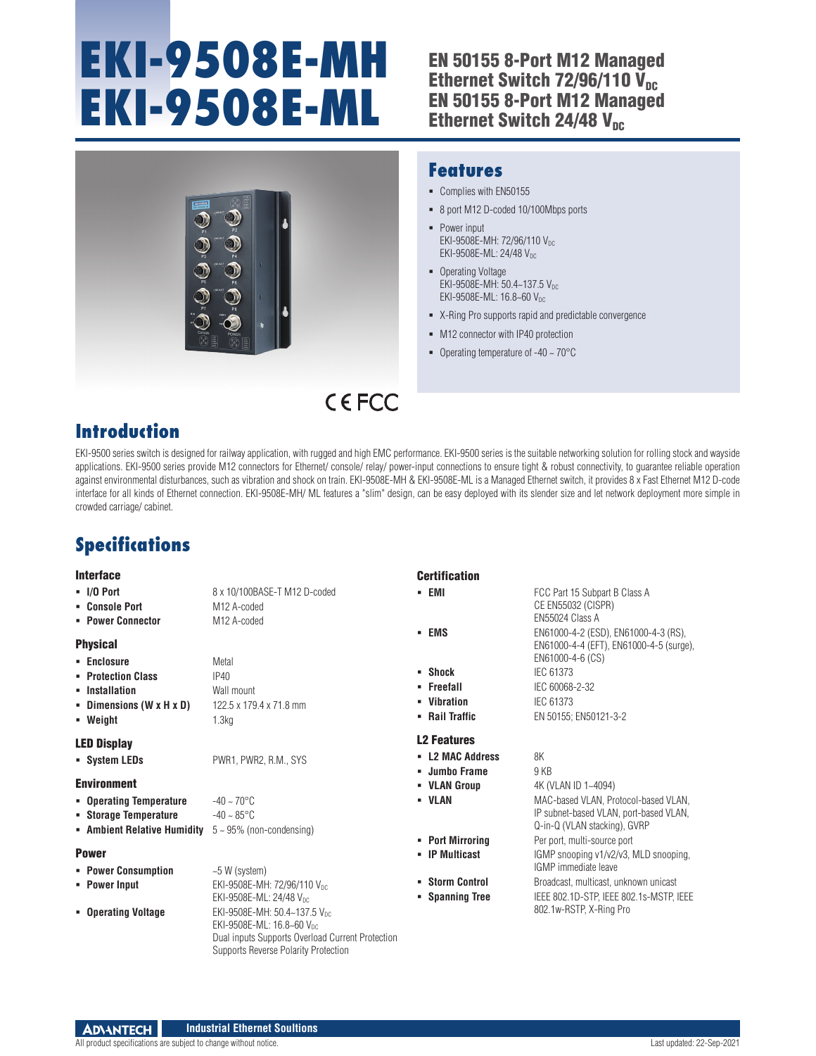# EKI-9508E-MH
# EKI-9508E-ML

## EN 50155 8-Port M12 Managed Ethernet Switch 72/96/110 $V_{DC}$
## EN 50155 8-Port M12 Managed Ethernet Switch 24/48 $V_{DC}$

## Features

- Complies with EN50155
- 8 port M12 D-coded 10/100Mbps ports
- Power input
  EKI-9508E-MH: 72/96/110 $V_{DC}$
  EKI-9508E-ML: 24/48 $V_{DC}$
- Operating Voltage
  EKI-9508E-MH: 50.4~137.5 $V_{DC}$
  EKI-9508E-ML: 16.8~60 $V_{DC}$
- X-Ring Pro supports rapid and predictable convergence
- M12 connector with IP40 protection
- Operating temperature of -40 ~ 70°C

CE FCC

## Introduction

EKI-9500 series switch is designed for railway application, with rugged and high EMC performance. EKI-9500 series is the suitable networking solution for rolling stock and wayside applications. EKI-9500 series provide M12 connectors for Ethernet/ console/ relay/ power-input connections to ensure tight & robust connectivity, to guarantee reliable operation against environmental disturbances, such as vibration and shock on train. EKI-9508E-MH & EKI-9508E-ML is a Managed Ethernet switch, it provides 8 x Fast Ethernet M12 D-code interface for all kinds of Ethernet connection. EKI-9508E-MH/ ML features a "slim" design, can be easy deployed with its slender size and let network deployment more simple in crowded carriage/ cabinet.

## Specifications

### Interface

- **I/O Port**: 8 x 10/100BASE-T M12 D-coded
- **Console Port**: M12 A-coded
- **Power Connector**: M12 A-coded

### Physical

- **Enclosure**: Metal
- **Protection Class**: IP40
- **Installation**: Wall mount
- **Dimensions (W x H x D)**: 122.5 x 179.4 x 71.8 mm
- **Weight**: 1.3kg

### LED Display

- **System LEDs**: PWR1, PWR2, R.M., SYS

### Environment

- **Operating Temperature**: -40 ~ 70°C
- **Storage Temperature**: -40 ~ 85°C
- **Ambient Relative Humidity**: 5 ~ 95% (non-condensing)

### Power

- **Power Consumption**: ~5 W (system)
- **Power Input**: EKI-9508E-MH: 72/96/110 $V_{DC}$
  EKI-9508E-ML: 24/48 $V_{DC}$
- **Operating Voltage**: EKI-9508E-MH: 50.4~137.5 $V_{DC}$
  EKI-9508E-ML: 16.8~60 $V_{DC}$
  Dual inputs Supports Overload Current Protection
  Supports Reverse Polarity Protection

### Certification

- **EMI**: FCC Part 15 Subpart B Class A
  CE EN55032 (CISPR)
  EN55024 Class A
- **EMS**: EN61000-4-2 (ESD), EN61000-4-3 (RS), EN61000-4-4 (EFT), EN61000-4-5 (surge), EN61000-4-6 (CS)
- **Shock**: IEC 61373
- **Freefall**: IEC 60068-2-32
- **Vibration**: IEC 61373
- **Rail Traffic**: EN 50155; EN50121-3-2

### L2 Features

- **L2 MAC Address**: 8K
- **Jumbo Frame**: 9 KB
- **VLAN Group**: 4K (VLAN ID 1~4094)
- **VLAN**: MAC-based VLAN, Protocol-based VLAN, IP subnet-based VLAN, port-based VLAN, Q-in-Q (VLAN stacking), GVRP
- **Port Mirroring**: Per port, multi-source port
- **IP Multicast**: IGMP snooping v1/v2/v3, MLD snooping, IGMP immediate leave
- **Storm Control**: Broadcast, multicast, unknown unicast
- **Spanning Tree**: IEEE 802.1D-STP, IEEE 802.1s-MSTP, IEEE 802.1w-RSTP, X-Ring Pro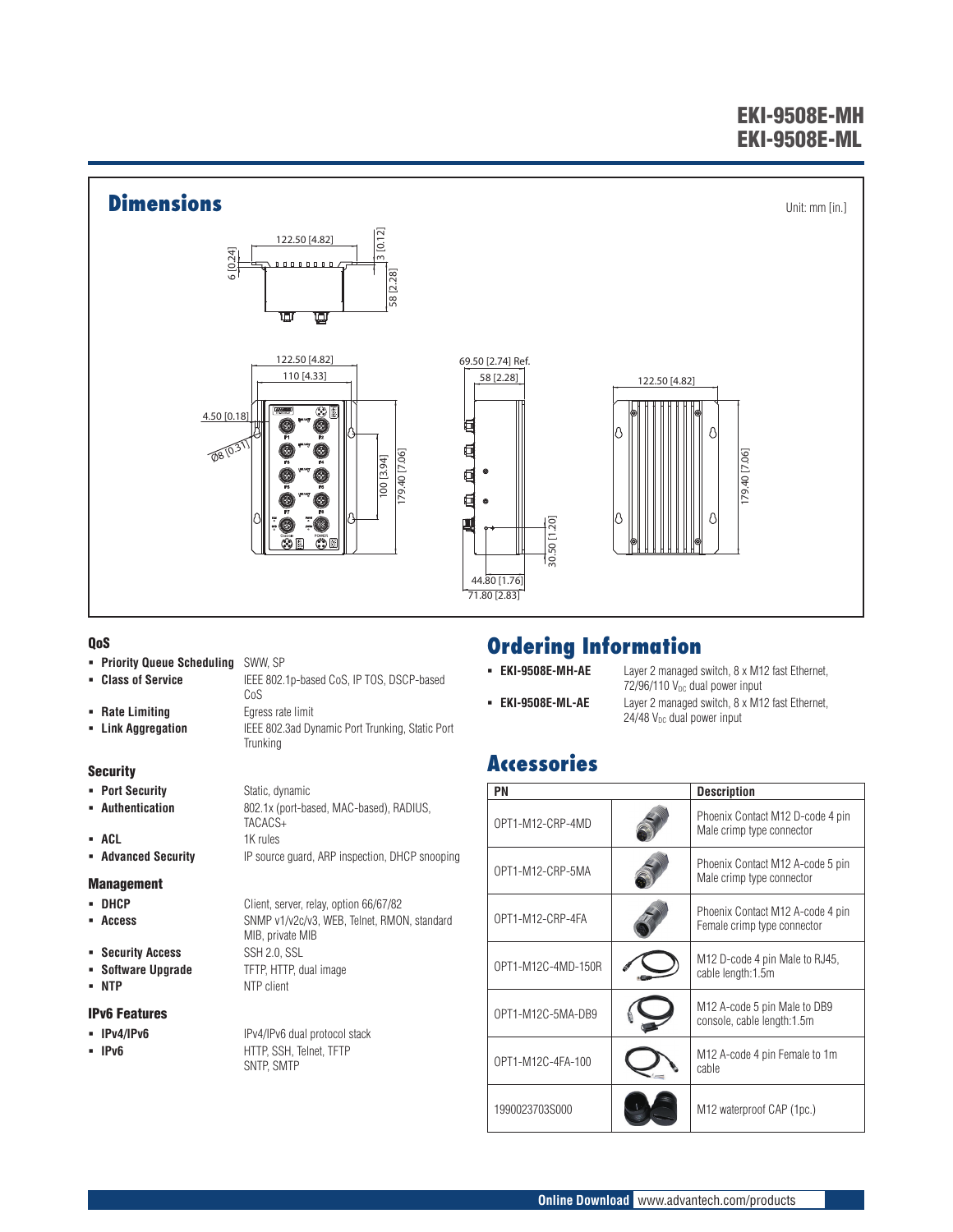# EKI-9508E-MH
# EKI-9508E-ML

## Dimensions

Unit: mm [in.]

122.50 [4.82]
3 [0.12]
6 [0.24]
58 [2.28]
122.50 [4.82]
110 [4.33]
4.50 [0.18]
Ø8 [0.31]
100 [3.94]
179.40 [7.06]
69.50 [2.74] Ref.
58 [2.28]
30.50 [1.20]
44.80 [1.76]
71.80 [2.83]
122.50 [4.82]
179.40 [7.06]

### QoS

- **Priority Queue Scheduling** SWW, SP
- **Class of Service** IEEE 802.1p-based CoS, IP TOS, DSCP-based CoS
- **Rate Limiting** Egress rate limit
- **Link Aggregation** IEEE 802.3ad Dynamic Port Trunking, Static Port Trunking

### Security

- **Port Security** Static, dynamic
- **Authentication** 802.1x (port-based, MAC-based), RADIUS, TACACS+
- **ACL** 1K rules
- **Advanced Security** IP source guard, ARP inspection, DHCP snooping

### Management

- **DHCP** Client, server, relay, option 66/67/82
- **Access** SNMP v1/v2c/v3, WEB, Telnet, RMON, standard MIB, private MIB
- **Security Access** SSH 2.0, SSL
- **Software Upgrade** TFTP, HTTP, dual image
- **NTP** NTP client

### IPv6 Features

- **IPv4/IPv6** IPv4/IPv6 dual protocol stack
- **IPv6** HTTP, SSH, Telnet, TFTP SNTP, SMTP

## Ordering Information

- **EKI-9508E-MH-AE** Layer 2 managed switch, 8 x M12 fast Ethernet, 72/96/110 $V_{DC}$ dual power input
- **EKI-9508E-ML-AE** Layer 2 managed switch, 8 x M12 fast Ethernet, 24/48 $V_{DC}$ dual power input

## Accessories

| PN | | Description |
|---|---|---|
| OPT1-M12-CRP-4MD | | Phoenix Contact M12 D-code 4 pin Male crimp type connector |
| OPT1-M12-CRP-5MA | | Phoenix Contact M12 A-code 5 pin Male crimp type connector |
| OPT1-M12-CRP-4FA | | Phoenix Contact M12 A-code 4 pin Female crimp type connector |
| OPT1-M12C-4MD-150R | | M12 D-code 4 pin Male to RJ45, cable length:1.5m |
| OPT1-M12C-5MA-DB9 | | M12 A-code 5 pin Male to DB9 console, cable length:1.5m |
| OPT1-M12C-4FA-100 | | M12 A-code 4 pin Female to 1m cable |
| 1990023703S000 | | M12 waterproof CAP (1pc.) |

**Online Download** www.advantech.com/products